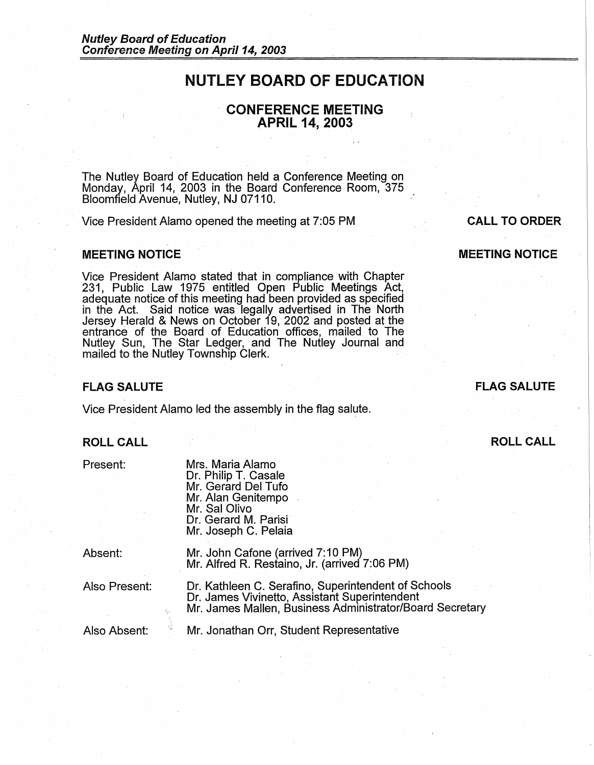// NUTLEY BOARD OF EDUCATION

## CONFERENCE MEETING
## APRIL 14, 2003

The Nutley Board of Education held a Conference Meeting on Monday, April 14, 2003 in the Board Conference Room, 375 Bloomfield Avenue, Nutley, NJ 07110.

**CALL TO ORDER**

Vice President Alamo opened the meeting at 7:05 PM

### MEETING NOTICE

Vice President Alamo stated that in compliance with Chapter 231, Public Law 1975 entitled Open Public Meetings Act, adequate notice of this meeting had been provided as specified in the Act. Said notice was legally advertised in The North Jersey Herald & News on October 19, 2002 and posted at the entrance of the Board of Education offices, mailed to The Nutley Sun, The Star Ledger, and The Nutley Journal and mailed to the Nutley Township Clerk.

### FLAG SALUTE

Vice President Alamo led the assembly in the flag salute.

### ROLL CALL

Present:
- Mrs. Maria Alamo
- Dr. Philip T. Casale
- Mr. Gerard Del Tufo
- Mr. Alan Genitempo
- Mr. Sal Olivo
- Dr. Gerard M. Parisi
- Mr. Joseph C. Pelaia

Absent:
- Mr. John Cafone (arrived 7:10 PM)
- Mr. Alfred R. Restaino, Jr. (arrived 7:06 PM)

Also Present:
- Dr. Kathleen C. Serafino, Superintendent of Schools
- Dr. James Vivinetto, Assistant Superintendent
- Mr. James Mallen, Business Administrator/Board Secretary

Also Absent:
- Mr. Jonathan Orr, Student Representative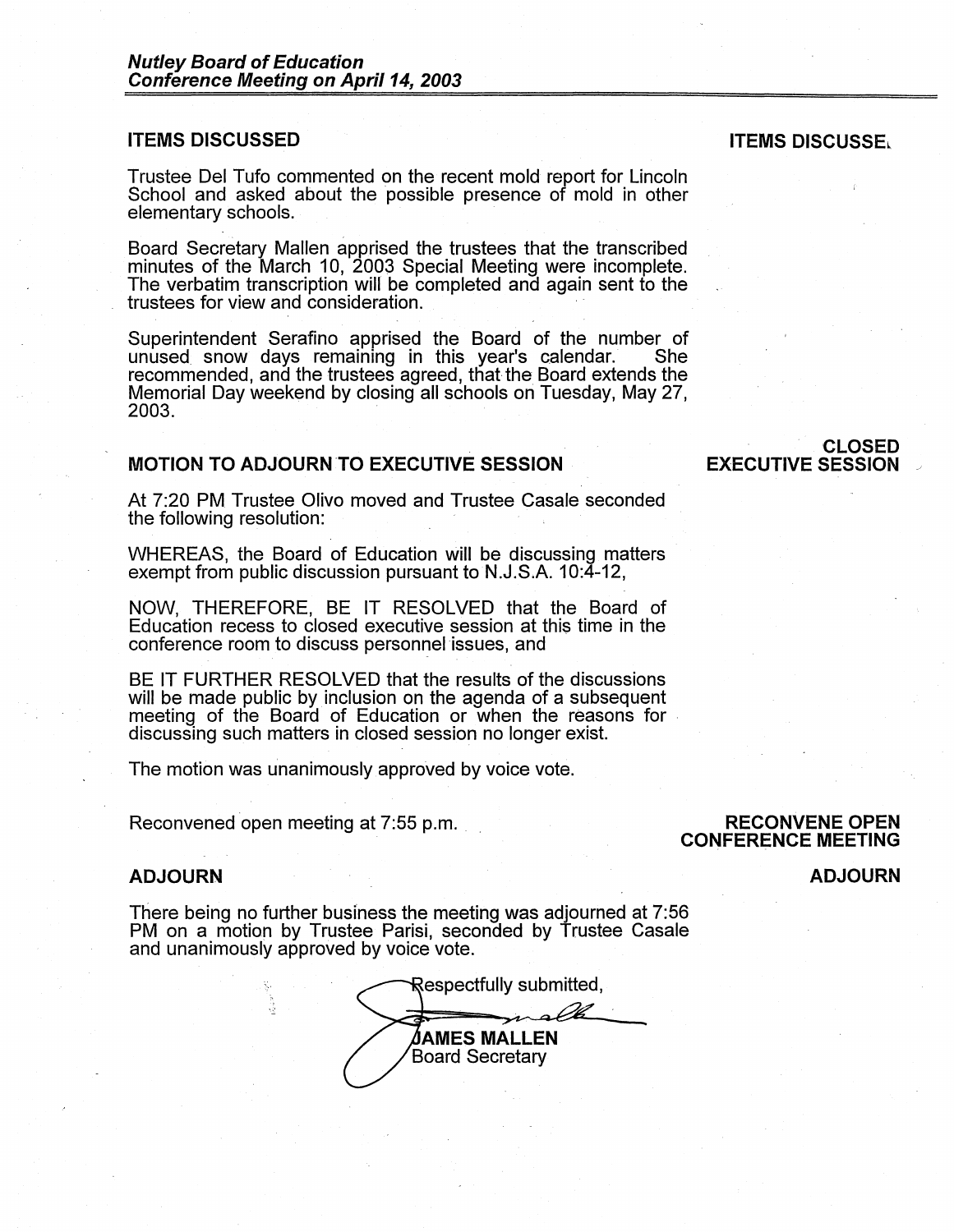## ITEMS DISCUSSED

**ITEMS DISCUSSED**

Trustee Del Tufo commented on the recent mold report for Lincoln School and asked about the possible presence of mold in other elementary schools.

Board Secretary Mallen apprised the trustees that the transcribed minutes of the March 10, 2003 Special Meeting were incomplete. The verbatim transcription will be completed and again sent to the trustees for view and consideration.

Superintendent Serafino apprised the Board of the number of unused snow days remaining in this year's calendar. She recommended, and the trustees agreed, that the Board extends the Memorial Day weekend by closing all schools on Tuesday, May 27, 2003.

## MOTION TO ADJOURN TO EXECUTIVE SESSION

**CLOSED EXECUTIVE SESSION**

At 7:20 PM Trustee Olivo moved and Trustee Casale seconded the following resolution:

WHEREAS, the Board of Education will be discussing matters exempt from public discussion pursuant to N.J.S.A. 10:4-12,

NOW, THEREFORE, BE IT RESOLVED that the Board of Education recess to closed executive session at this time in the conference room to discuss personnel issues, and

BE IT FURTHER RESOLVED that the results of the discussions will be made public by inclusion on the agenda of a subsequent meeting of the Board of Education or when the reasons for discussing such matters in closed session no longer exist.

The motion was unanimously approved by voice vote.

**RECONVENE OPEN CONFERENCE MEETING**

Reconvened open meeting at 7:55 p.m.

## ADJOURN

**ADJOURN**

There being no further business the meeting was adjourned at 7:56 PM on a motion by Trustee Parisi, seconded by Trustee Casale and unanimously approved by voice vote.

Respectfully submitted,

JAMES MALLEN
Board Secretary